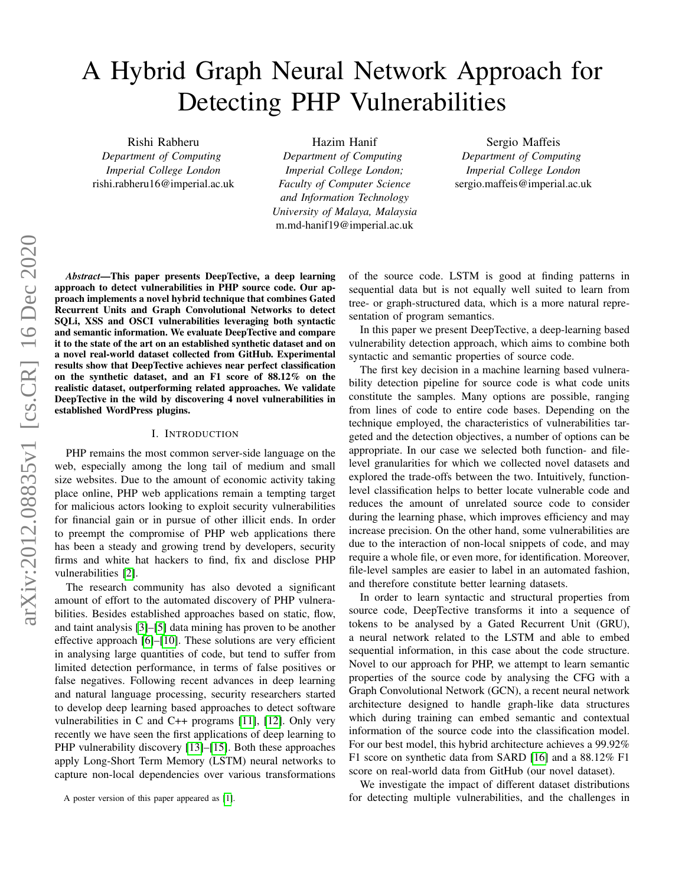# A Hybrid Graph Neural Network Approach for Detecting PHP Vulnerabilities

Rishi Rabheru
*Department of Computing*
*Imperial College London*
rishi.rabheru16@imperial.ac.uk

Hazim Hanif
*Department of Computing*
*Imperial College London;*
*Faculty of Computer Science*
*and Information Technology*
*University of Malaya, Malaysia*
m.md-hanif19@imperial.ac.uk

Sergio Maffeis
*Department of Computing*
*Imperial College London*
sergio.maffeis@imperial.ac.uk

***Abstract*—This paper presents DeepTective, a deep learning approach to detect vulnerabilities in PHP source code. Our approach implements a novel hybrid technique that combines Gated Recurrent Units and Graph Convolutional Networks to detect SQLi, XSS and OSCI vulnerabilities leveraging both syntactic and semantic information. We evaluate DeepTective and compare it to the state of the art on an established synthetic dataset and on a novel real-world dataset collected from GitHub. Experimental results show that DeepTective achieves near perfect classification on the synthetic dataset, and an F1 score of 88.12% on the realistic dataset, outperforming related approaches. We validate DeepTective in the wild by discovering 4 novel vulnerabilities in established WordPress plugins.**

## I. Introduction

PHP remains the most common server-side language on the web, especially among the long tail of medium and small size websites. Due to the amount of economic activity taking place online, PHP web applications remain a tempting target for malicious actors looking to exploit security vulnerabilities for financial gain or in pursue of other illicit ends. In order to preempt the compromise of PHP web applications there has been a steady and growing trend by developers, security firms and white hat hackers to find, fix and disclose PHP vulnerabilities [2].

The research community has also devoted a significant amount of effort to the automated discovery of PHP vulnerabilities. Besides established approaches based on static, flow, and taint analysis [3]–[5] data mining has proven to be another effective approach [6]–[10]. These solutions are very efficient in analysing large quantities of code, but tend to suffer from limited detection performance, in terms of false positives or false negatives. Following recent advances in deep learning and natural language processing, security researchers started to develop deep learning based approaches to detect software vulnerabilities in C and C++ programs [11], [12]. Only very recently we have seen the first applications of deep learning to PHP vulnerability discovery [13]–[15]. Both these approaches apply Long-Short Term Memory (LSTM) neural networks to capture non-local dependencies over various transformations of the source code. LSTM is good at finding patterns in sequential data but is not equally well suited to learn from tree- or graph-structured data, which is a more natural representation of program semantics.

In this paper we present DeepTective, a deep-learning based vulnerability detection approach, which aims to combine both syntactic and semantic properties of source code.

The first key decision in a machine learning based vulnerability detection pipeline for source code is what code units constitute the samples. Many options are possible, ranging from lines of code to entire code bases. Depending on the technique employed, the characteristics of vulnerabilities targeted and the detection objectives, a number of options can be appropriate. In our case we selected both function- and file-level granularities for which we collected novel datasets and explored the trade-offs between the two. Intuitively, function-level classification helps to better locate vulnerable code and reduces the amount of unrelated source code to consider during the learning phase, which improves efficiency and may increase precision. On the other hand, some vulnerabilities are due to the interaction of non-local snippets of code, and may require a whole file, or even more, for identification. Moreover, file-level samples are easier to label in an automated fashion, and therefore constitute better learning datasets.

In order to learn syntactic and structural properties from source code, DeepTective transforms it into a sequence of tokens to be analysed by a Gated Recurrent Unit (GRU), a neural network related to the LSTM and able to embed sequential information, in this case about the code structure. Novel to our approach for PHP, we attempt to learn semantic properties of the source code by analysing the CFG with a Graph Convolutional Network (GCN), a recent neural network architecture designed to handle graph-like data structures which during training can embed semantic and contextual information of the source code into the classification model. For our best model, this hybrid architecture achieves a 99.92% F1 score on synthetic data from SARD [16] and a 88.12% F1 score on real-world data from GitHub (our novel dataset).

We investigate the impact of different dataset distributions for detecting multiple vulnerabilities, and the challenges in

A poster version of this paper appeared as [1].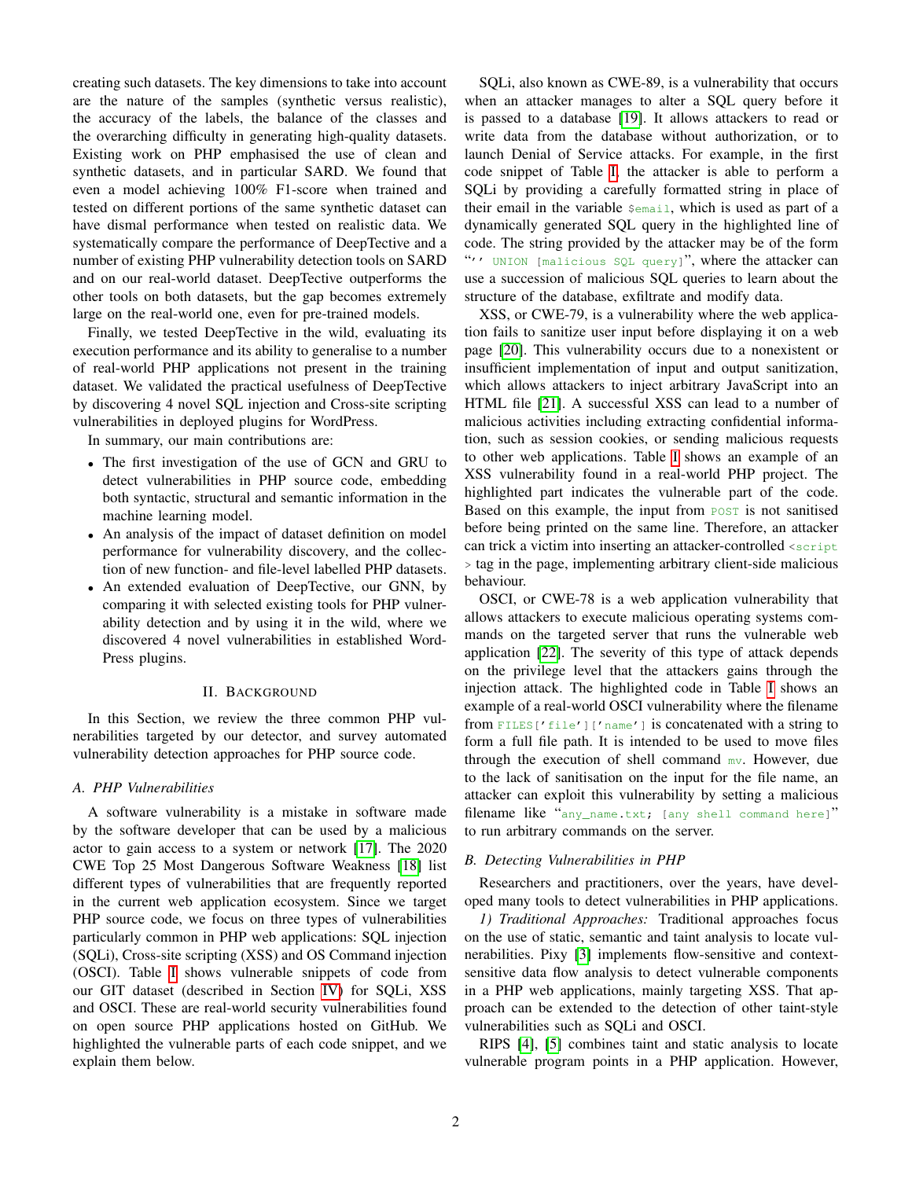creating such datasets. The key dimensions to take into account are the nature of the samples (synthetic versus realistic), the accuracy of the labels, the balance of the classes and the overarching difficulty in generating high-quality datasets. Existing work on PHP emphasised the use of clean and synthetic datasets, and in particular SARD. We found that even a model achieving 100% F1-score when trained and tested on different portions of the same synthetic dataset can have dismal performance when tested on realistic data. We systematically compare the performance of DeepTective and a number of existing PHP vulnerability detection tools on SARD and on our real-world dataset. DeepTective outperforms the other tools on both datasets, but the gap becomes extremely large on the real-world one, even for pre-trained models.

Finally, we tested DeepTective in the wild, evaluating its execution performance and its ability to generalise to a number of real-world PHP applications not present in the training dataset. We validated the practical usefulness of DeepTective by discovering 4 novel SQL injection and Cross-site scripting vulnerabilities in deployed plugins for WordPress.

In summary, our main contributions are:

- The first investigation of the use of GCN and GRU to detect vulnerabilities in PHP source code, embedding both syntactic, structural and semantic information in the machine learning model.
- An analysis of the impact of dataset definition on model performance for vulnerability discovery, and the collection of new function- and file-level labelled PHP datasets.
- An extended evaluation of DeepTective, our GNN, by comparing it with selected existing tools for PHP vulnerability detection and by using it in the wild, where we discovered 4 novel vulnerabilities in established WordPress plugins.

## II. Background

In this Section, we review the three common PHP vulnerabilities targeted by our detector, and survey automated vulnerability detection approaches for PHP source code.

### A. PHP Vulnerabilities

A software vulnerability is a mistake in software made by the software developer that can be used by a malicious actor to gain access to a system or network [17]. The 2020 CWE Top 25 Most Dangerous Software Weakness [18] list different types of vulnerabilities that are frequently reported in the current web application ecosystem. Since we target PHP source code, we focus on three types of vulnerabilities particularly common in PHP web applications: SQL injection (SQLi), Cross-site scripting (XSS) and OS Command injection (OSCI). Table I shows vulnerable snippets of code from our GIT dataset (described in Section IV) for SQLi, XSS and OSCI. These are real-world security vulnerabilities found on open source PHP applications hosted on GitHub. We highlighted the vulnerable parts of each code snippet, and we explain them below.

SQLi, also known as CWE-89, is a vulnerability that occurs when an attacker manages to alter a SQL query before it is passed to a database [19]. It allows attackers to read or write data from the database without authorization, or to launch Denial of Service attacks. For example, in the first code snippet of Table I, the attacker is able to perform a SQLi by providing a carefully formatted string in place of their email in the variable `$email`, which is used as part of a dynamically generated SQL query in the highlighted line of code. The string provided by the attacker may be of the form "`'' UNION [malicious SQL query]`", where the attacker can use a succession of malicious SQL queries to learn about the structure of the database, exfiltrate and modify data.

XSS, or CWE-79, is a vulnerability where the web application fails to sanitize user input before displaying it on a web page [20]. This vulnerability occurs due to a nonexistent or insufficient implementation of input and output sanitization, which allows attackers to inject arbitrary JavaScript into an HTML file [21]. A successful XSS can lead to a number of malicious activities including extracting confidential information, such as session cookies, or sending malicious requests to other web applications. Table I shows an example of an XSS vulnerability found in a real-world PHP project. The highlighted part indicates the vulnerable part of the code. Based on this example, the input from `POST` is not sanitised before being printed on the same line. Therefore, an attacker can trick a victim into inserting an attacker-controlled `<script>` tag in the page, implementing arbitrary client-side malicious behaviour.

OSCI, or CWE-78 is a web application vulnerability that allows attackers to execute malicious operating systems commands on the targeted server that runs the vulnerable web application [22]. The severity of this type of attack depends on the privilege level that the attackers gains through the injection attack. The highlighted code in Table I shows an example of a real-world OSCI vulnerability where the filename from `FILES['file']['name']` is concatenated with a string to form a full file path. It is intended to be used to move files through the execution of shell command `mv`. However, due to the lack of sanitisation on the input for the file name, an attacker can exploit this vulnerability by setting a malicious filename like "`any_name.txt; [any shell command here]`" to run arbitrary commands on the server.

### B. Detecting Vulnerabilities in PHP

Researchers and practitioners, over the years, have developed many tools to detect vulnerabilities in PHP applications.

*1) Traditional Approaches:* Traditional approaches focus on the use of static, semantic and taint analysis to locate vulnerabilities. Pixy [3] implements flow-sensitive and context-sensitive data flow analysis to detect vulnerable components in a PHP web applications, mainly targeting XSS. That approach can be extended to the detection of other taint-style vulnerabilities such as SQLi and OSCI.

RIPS [4], [5] combines taint and static analysis to locate vulnerable program points in a PHP application. However,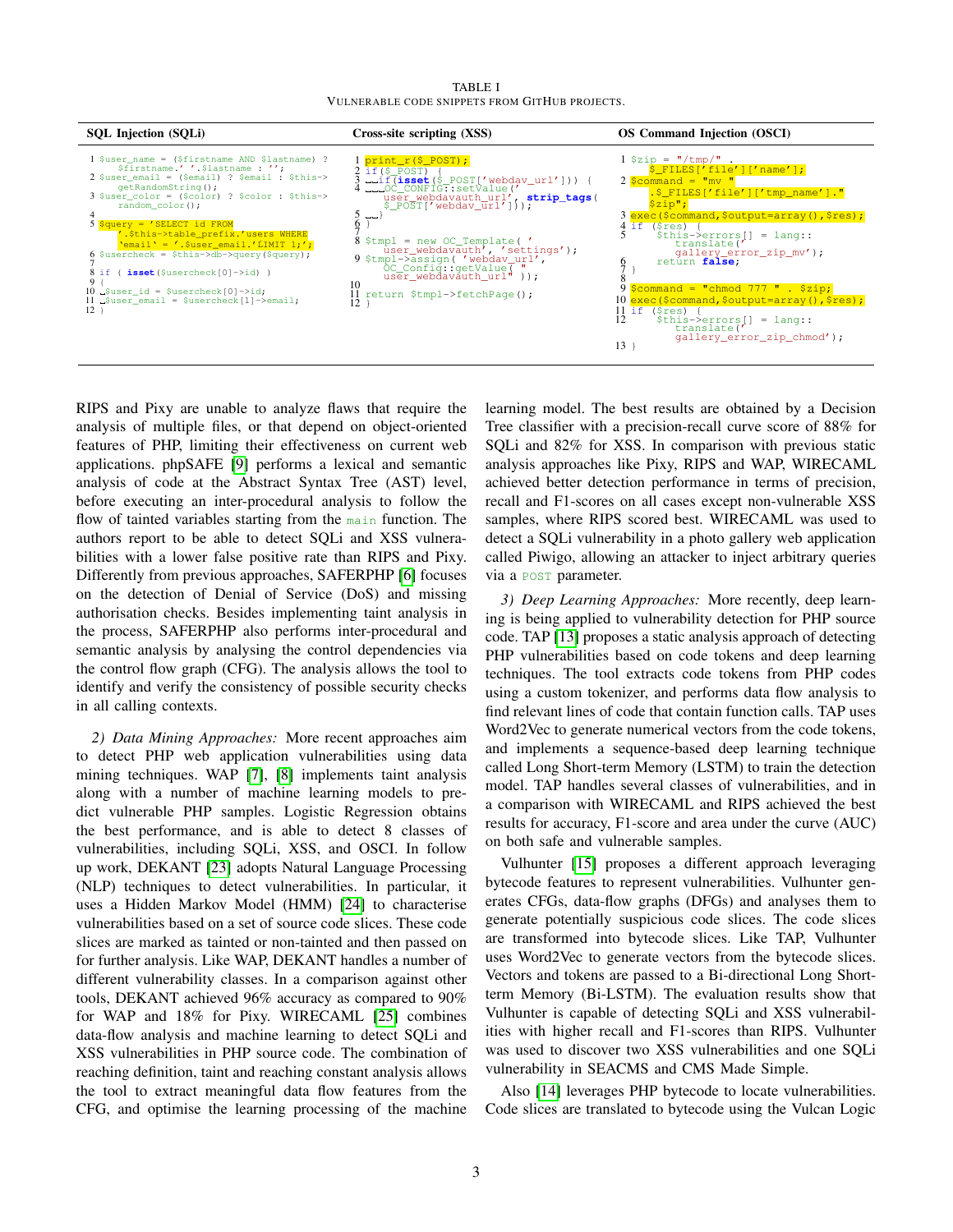TABLE I
VULNERABLE CODE SNIPPETS FROM GITHUB PROJECTS.

**SQL Injection (SQLi)**

```
1 $user_name = ($firstname AND $lastname) ?
      $firstname.' '.$lastname : '';
2 $user_email = ($email) ? $email : $this->
      getRandomString();
3 $user_color = ($color) ? $color : $this->
      random_color();
4
5 $query = 'SELECT id FROM
      '.$this->table_prefix.'users WHERE
      `email` = '.$user_email.'LIMIT 1;';
6 $usercheck = $this->db->query($query);
7
8 if ( isset($usercheck[0]->id) )
9 {
10   $user_id = $usercheck[0]->id;
11   $user_email = $usercheck[1]->email;
12 }
```

**Cross-site scripting (XSS)**

```
1 print_r($_POST);
2 if($_POST) {
3   if(isset($_POST['webdav_url'])) {
4     OC_CONFIG::setValue('
        user_webdavauth_url', strip_tags(
        $_POST['webdav_url']));
5   }
6 }
7
8 $tmpl = new OC_Template( '
      user_webdavauth', 'settings');
9 $tmpl->assign( 'webdav_url',
      OC_Config::getValue( "
      user_webdavauth_url" ));
10
11 return $tmpl->fetchPage();
12 }
```

**OS Command Injection (OSCI)**

```
1 $zip = "/tmp/" .
      $_FILES['file']['name'];
2 $command = "mv "
      .$_FILES['file']['tmp_name']."
      $zip";
3 exec($command,$output=array(),$res);
4 if ($res) {
5     $this->errors[] = lang::
          translate('
          gallery_error_zip_mv');
6     return false;
7 }
8
9 $command = "chmod 777 " . $zip;
10 exec($command,$output=array(),$res);
11 if ($res) {
12     $this->errors[] = lang::
          translate('
          gallery_error_zip_chmod');
13 }
```

RIPS and Pixy are unable to analyze flaws that require the analysis of multiple files, or that depend on object-oriented features of PHP, limiting their effectiveness on current web applications. phpSAFE [9] performs a lexical and semantic analysis of code at the Abstract Syntax Tree (AST) level, before executing an inter-procedural analysis to follow the flow of tainted variables starting from the `main` function. The authors report to be able to detect SQLi and XSS vulnerabilities with a lower false positive rate than RIPS and Pixy. Differently from previous approaches, SAFERPHP [6] focuses on the detection of Denial of Service (DoS) and missing authorisation checks. Besides implementing taint analysis in the process, SAFERPHP also performs inter-procedural and semantic analysis by analysing the control dependencies via the control flow graph (CFG). The analysis allows the tool to identify and verify the consistency of possible security checks in all calling contexts.

*2) Data Mining Approaches:* More recent approaches aim to detect PHP web application vulnerabilities using data mining techniques. WAP [7], [8] implements taint analysis along with a number of machine learning models to predict vulnerable PHP samples. Logistic Regression obtains the best performance, and is able to detect 8 classes of vulnerabilities, including SQLi, XSS, and OSCI. In follow up work, DEKANT [23] adopts Natural Language Processing (NLP) techniques to detect vulnerabilities. In particular, it uses a Hidden Markov Model (HMM) [24] to characterise vulnerabilities based on a set of source code slices. These code slices are marked as tainted or non-tainted and then passed on for further analysis. Like WAP, DEKANT handles a number of different vulnerability classes. In a comparison against other tools, DEKANT achieved 96% accuracy as compared to 90% for WAP and 18% for Pixy. WIRECAML [25] combines data-flow analysis and machine learning to detect SQLi and XSS vulnerabilities in PHP source code. The combination of reaching definition, taint and reaching constant analysis allows the tool to extract meaningful data flow features from the CFG, and optimise the learning processing of the machine learning model. The best results are obtained by a Decision Tree classifier with a precision-recall curve score of 88% for SQLi and 82% for XSS. In comparison with previous static analysis approaches like Pixy, RIPS and WAP, WIRECAML achieved better detection performance in terms of precision, recall and F1-scores on all cases except non-vulnerable XSS samples, where RIPS scored best. WIRECAML was used to detect a SQLi vulnerability in a photo gallery web application called Piwigo, allowing an attacker to inject arbitrary queries via a `POST` parameter.

*3) Deep Learning Approaches:* More recently, deep learning is being applied to vulnerability detection for PHP source code. TAP [13] proposes a static analysis approach of detecting PHP vulnerabilities based on code tokens and deep learning techniques. The tool extracts code tokens from PHP codes using a custom tokenizer, and performs data flow analysis to find relevant lines of code that contain function calls. TAP uses Word2Vec to generate numerical vectors from the code tokens, and implements a sequence-based deep learning technique called Long Short-term Memory (LSTM) to train the detection model. TAP handles several classes of vulnerabilities, and in a comparison with WIRECAML and RIPS achieved the best results for accuracy, F1-score and area under the curve (AUC) on both safe and vulnerable samples.

Vulhunter [15] proposes a different approach leveraging bytecode features to represent vulnerabilities. Vulhunter generates CFGs, data-flow graphs (DFGs) and analyses them to generate potentially suspicious code slices. The code slices are transformed into bytecode slices. Like TAP, Vulhunter uses Word2Vec to generate vectors from the bytecode slices. Vectors and tokens are passed to a Bi-directional Long Short-term Memory (Bi-LSTM). The evaluation results show that Vulhunter is capable of detecting SQLi and XSS vulnerabilities with higher recall and F1-scores than RIPS. Vulhunter was used to discover two XSS vulnerabilities and one SQLi vulnerability in SEACMS and CMS Made Simple.

Also [14] leverages PHP bytecode to locate vulnerabilities. Code slices are translated to bytecode using the Vulcan Logic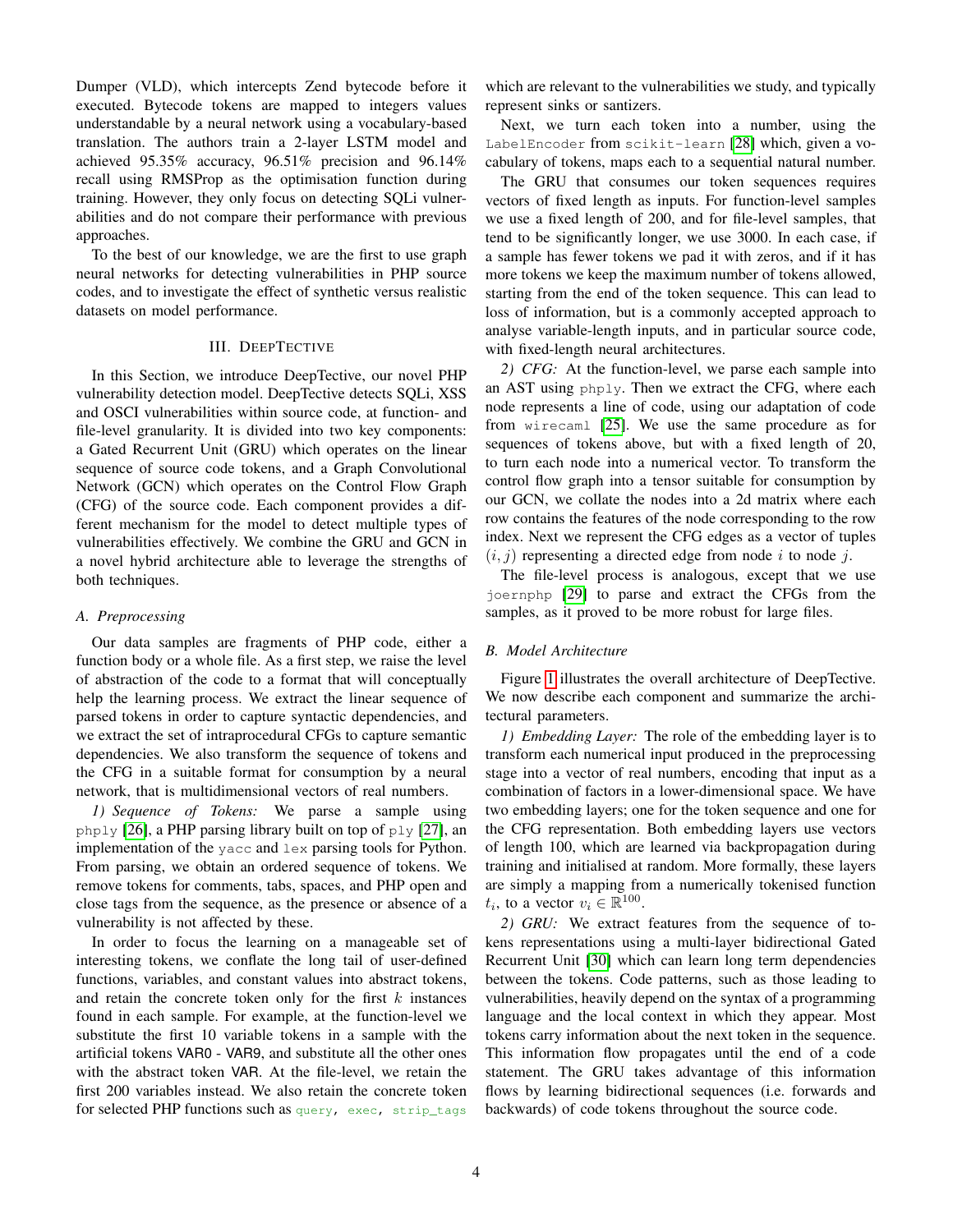Dumper (VLD), which intercepts Zend bytecode before it executed. Bytecode tokens are mapped to integers values understandable by a neural network using a vocabulary-based translation. The authors train a 2-layer LSTM model and achieved 95.35% accuracy, 96.51% precision and 96.14% recall using RMSProp as the optimisation function during training. However, they only focus on detecting SQLi vulnerabilities and do not compare their performance with previous approaches.

To the best of our knowledge, we are the first to use graph neural networks for detecting vulnerabilities in PHP source codes, and to investigate the effect of synthetic versus realistic datasets on model performance.

## III. DeepTective

In this Section, we introduce DeepTective, our novel PHP vulnerability detection model. DeepTective detects SQLi, XSS and OSCI vulnerabilities within source code, at function- and file-level granularity. It is divided into two key components: a Gated Recurrent Unit (GRU) which operates on the linear sequence of source code tokens, and a Graph Convolutional Network (GCN) which operates on the Control Flow Graph (CFG) of the source code. Each component provides a different mechanism for the model to detect multiple types of vulnerabilities effectively. We combine the GRU and GCN in a novel hybrid architecture able to leverage the strengths of both techniques.

### A. Preprocessing

Our data samples are fragments of PHP code, either a function body or a whole file. As a first step, we raise the level of abstraction of the code to a format that will conceptually help the learning process. We extract the linear sequence of parsed tokens in order to capture syntactic dependencies, and we extract the set of intraprocedural CFGs to capture semantic dependencies. We also transform the sequence of tokens and the CFG in a suitable format for consumption by a neural network, that is multidimensional vectors of real numbers.

*1) Sequence of Tokens:* We parse a sample using `phply` [26], a PHP parsing library built on top of `ply` [27], an implementation of the `yacc` and `lex` parsing tools for Python. From parsing, we obtain an ordered sequence of tokens. We remove tokens for comments, tabs, spaces, and PHP open and close tags from the sequence, as the presence or absence of a vulnerability is not affected by these.

In order to focus the learning on a manageable set of interesting tokens, we conflate the long tail of user-defined functions, variables, and constant values into abstract tokens, and retain the concrete token only for the first $k$ instances found in each sample. For example, at the function-level we substitute the first 10 variable tokens in a sample with the artificial tokens VAR0 - VAR9, and substitute all the other ones with the abstract token VAR. At the file-level, we retain the first 200 variables instead. We also retain the concrete token for selected PHP functions such as `query`, `exec`, `strip_tags` which are relevant to the vulnerabilities we study, and typically represent sinks or santizers.

Next, we turn each token into a number, using the `LabelEncoder` from `scikit-learn` [28] which, given a vocabulary of tokens, maps each to a sequential natural number.

The GRU that consumes our token sequences requires vectors of fixed length as inputs. For function-level samples we use a fixed length of 200, and for file-level samples, that tend to be significantly longer, we use 3000. In each case, if a sample has fewer tokens we pad it with zeros, and if it has more tokens we keep the maximum number of tokens allowed, starting from the end of the token sequence. This can lead to loss of information, but is a commonly accepted approach to analyse variable-length inputs, and in particular source code, with fixed-length neural architectures.

*2) CFG:* At the function-level, we parse each sample into an AST using `phply`. Then we extract the CFG, where each node represents a line of code, using our adaptation of code from `wirecaml` [25]. We use the same procedure as for sequences of tokens above, but with a fixed length of 20, to turn each node into a numerical vector. To transform the control flow graph into a tensor suitable for consumption by our GCN, we collate the nodes into a 2d matrix where each row contains the features of the node corresponding to the row index. Next we represent the CFG edges as a vector of tuples $(i, j)$ representing a directed edge from node $i$ to node $j$.

The file-level process is analogous, except that we use `joernphp` [29] to parse and extract the CFGs from the samples, as it proved to be more robust for large files.

### B. Model Architecture

Figure 1 illustrates the overall architecture of DeepTective. We now describe each component and summarize the architectural parameters.

*1) Embedding Layer:* The role of the embedding layer is to transform each numerical input produced in the preprocessing stage into a vector of real numbers, encoding that input as a combination of factors in a lower-dimensional space. We have two embedding layers; one for the token sequence and one for the CFG representation. Both embedding layers use vectors of length 100, which are learned via backpropagation during training and initialised at random. More formally, these layers are simply a mapping from a numerically tokenised function $t_i$, to a vector $v_i \in \mathbb{R}^{100}$.

*2) GRU:* We extract features from the sequence of tokens representations using a multi-layer bidirectional Gated Recurrent Unit [30] which can learn long term dependencies between the tokens. Code patterns, such as those leading to vulnerabilities, heavily depend on the syntax of a programming language and the local context in which they appear. Most tokens carry information about the next token in the sequence. This information flow propagates until the end of a code statement. The GRU takes advantage of this information flows by learning bidirectional sequences (i.e. forwards and backwards) of code tokens throughout the source code.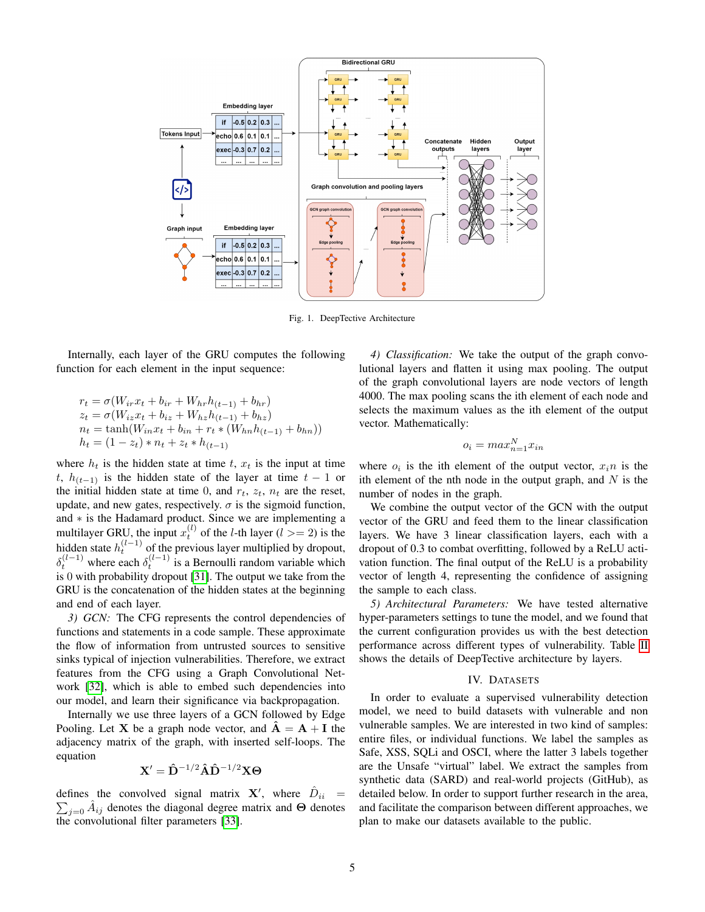Bidirectional GRU

Tokens Input

Embedding layer

Graph input

Embedding layer

Concatenate outputs

Hidden layers

Output layer

Graph convolution and pooling layers

GCN graph convolution

Edge pooling

Fig. 1. DeepTective Architecture

Internally, each layer of the GRU computes the following function for each element in the input sequence:

$$
\begin{aligned}
r_t &= \sigma(W_{ir}x_t + b_{ir} + W_{hr}h_{(t-1)} + b_{hr}) \\
z_t &= \sigma(W_{iz}x_t + b_{iz} + W_{hz}h_{(t-1)} + b_{hz}) \\
n_t &= \tanh(W_{in}x_t + b_{in} + r_t * (W_{hn}h_{(t-1)} + b_{hn})) \\
h_t &= (1 - z_t) * n_t + z_t * h_{(t-1)}
\end{aligned}
$$

where $h_t$ is the hidden state at time $t$, $x_t$ is the input at time $t$, $h_{(t-1)}$ is the hidden state of the layer at time $t-1$ or the initial hidden state at time 0, and $r_t$, $z_t$, $n_t$ are the reset, update, and new gates, respectively. $\sigma$ is the sigmoid function, and $*$ is the Hadamard product. Since we are implementing a multilayer GRU, the input $x_t^{(l)}$ of the $l$-th layer ($l >= 2$) is the hidden state $h_t^{(l-1)}$ of the previous layer multiplied by dropout, $\delta_t^{(l-1)}$ where each $\delta_t^{(l-1)}$ is a Bernoulli random variable which is 0 with probability dropout [31]. The output we take from the GRU is the concatenation of the hidden states at the beginning and end of each layer.

*3) GCN:* The CFG represents the control dependencies of functions and statements in a code sample. These approximate the flow of information from untrusted sources to sensitive sinks typical of injection vulnerabilities. Therefore, we extract features from the CFG using a Graph Convolutional Network [32], which is able to embed such dependencies into our model, and learn their significance via backpropagation.

Internally we use three layers of a GCN followed by Edge Pooling. Let $\mathbf{X}$ be a graph node vector, and $\hat{\mathbf{A}} = \mathbf{A} + \mathbf{I}$ the adjacency matrix of the graph, with inserted self-loops. The equation

$$\mathbf{X}' = \hat{\mathbf{D}}^{-1/2}\hat{\mathbf{A}}\hat{\mathbf{D}}^{-1/2}\mathbf{X}\mathbf{\Theta}$$

defines the convolved signal matrix $\mathbf{X}'$, where $\hat{D}_{ii} = \sum_{j=0}\hat{A}_{ij}$ denotes the diagonal degree matrix and $\mathbf{\Theta}$ denotes the convolutional filter parameters [33].

*4) Classification:* We take the output of the graph convolutional layers and flatten it using max pooling. The output of the graph convolutional layers are node vectors of length 4000. The max pooling scans the ith element of each node and selects the maximum values as the ith element of the output vector. Mathematically:

$$o_i = max_{n=1}^{N} x_{in}$$

where $o_i$ is the ith element of the output vector, $x_in$ is the ith element of the nth node in the output graph, and $N$ is the number of nodes in the graph.

We combine the output vector of the GCN with the output vector of the GRU and feed them to the linear classification layers. We have 3 linear classification layers, each with a dropout of 0.3 to combat overfitting, followed by a ReLU activation function. The final output of the ReLU is a probability vector of length 4, representing the confidence of assigning the sample to each class.

*5) Architectural Parameters:* We have tested alternative hyper-parameters settings to tune the model, and we found that the current configuration provides us with the best detection performance across different types of vulnerability. Table II shows the details of DeepTective architecture by layers.

## IV. Datasets

In order to evaluate a supervised vulnerability detection model, we need to build datasets with vulnerable and non vulnerable samples. We are interested in two kind of samples: entire files, or individual functions. We label the samples as Safe, XSS, SQLi and OSCI, where the latter 3 labels together are the Unsafe "virtual" label. We extract the samples from synthetic data (SARD) and real-world projects (GitHub), as detailed below. In order to support further research in the area, and facilitate the comparison between different approaches, we plan to make our datasets available to the public.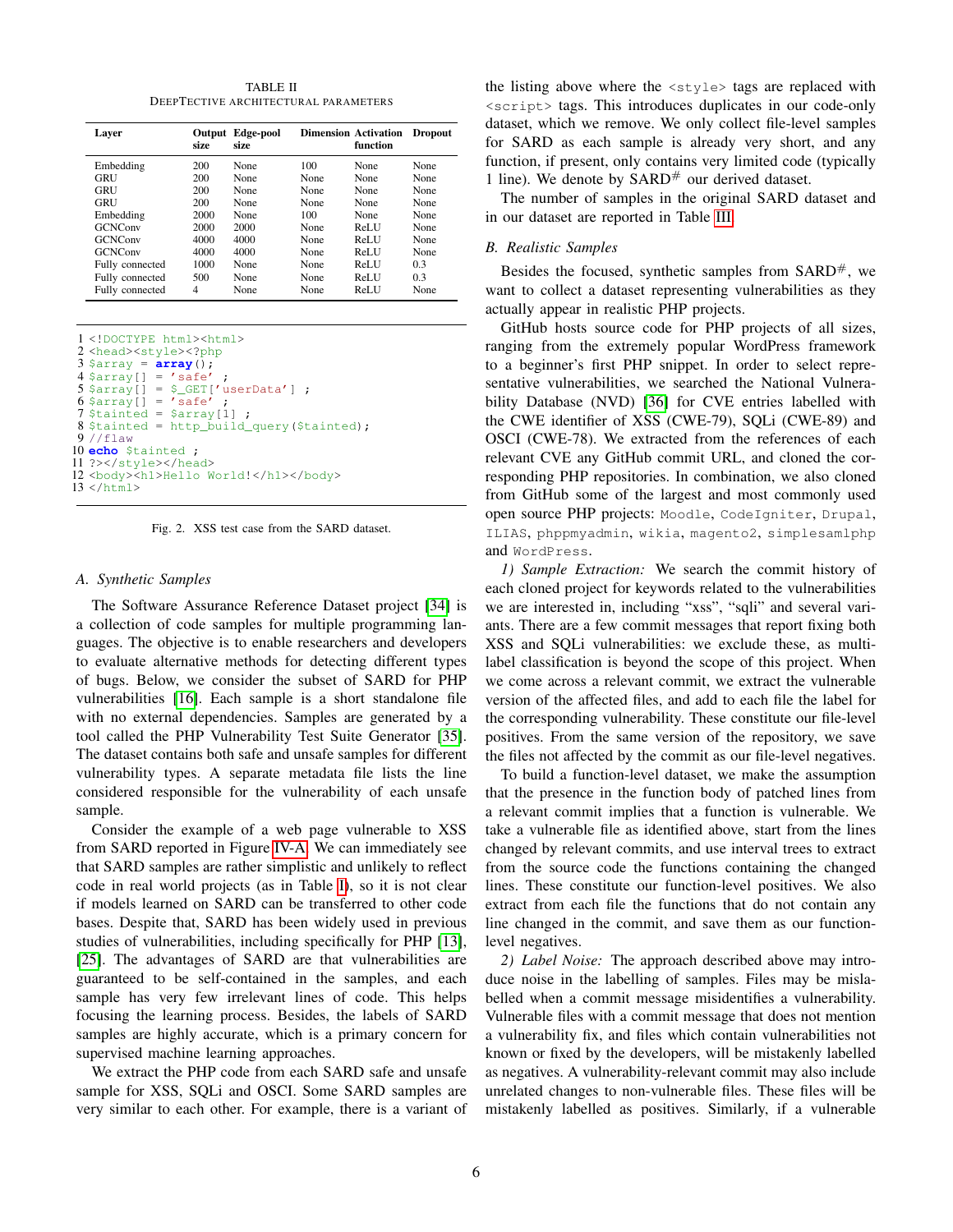TABLE II
DEEPTECTIVE ARCHITECTURAL PARAMETERS

| Layer | Output size | Edge-pool size | Dimension | Activation function | Dropout |
|---|---|---|---|---|---|
| Embedding | 200 | None | 100 | None | None |
| GRU | 200 | None | None | None | None |
| GRU | 200 | None | None | None | None |
| GRU | 200 | None | None | None | None |
| Embedding | 2000 | None | 100 | None | None |
| GCNConv | 2000 | 2000 | None | ReLU | None |
| GCNConv | 4000 | 4000 | None | ReLU | None |
| GCNConv | 4000 | 4000 | None | ReLU | None |
| Fully connected | 1000 | None | None | ReLU | 0.3 |
| Fully connected | 500 | None | None | ReLU | 0.3 |
| Fully connected | 4 | None | None | ReLU | None |

```
1 <!DOCTYPE html><html>
2 <head><style><?php
3 $array = array();
4 $array[] = 'safe' ;
5 $array[] = $_GET['userData'] ;
6 $array[] = 'safe' ;
7 $tainted = $array[1] ;
8 $tainted = http_build_query($tainted);
9 //flaw
10 echo $tainted ;
11 ?></style></head>
12 <body><h1>Hello World!</h1></body>
13 </html>
```

Fig. 2. XSS test case from the SARD dataset.

### A. Synthetic Samples

The Software Assurance Reference Dataset project [34] is a collection of code samples for multiple programming languages. The objective is to enable researchers and developers to evaluate alternative methods for detecting different types of bugs. Below, we consider the subset of SARD for PHP vulnerabilities [16]. Each sample is a short standalone file with no external dependencies. Samples are generated by a tool called the PHP Vulnerability Test Suite Generator [35]. The dataset contains both safe and unsafe samples for different vulnerability types. A separate metadata file lists the line considered responsible for the vulnerability of each unsafe sample.

Consider the example of a web page vulnerable to XSS from SARD reported in Figure IV-A. We can immediately see that SARD samples are rather simplistic and unlikely to reflect code in real world projects (as in Table I), so it is not clear if models learned on SARD can be transferred to other code bases. Despite that, SARD has been widely used in previous studies of vulnerabilities, including specifically for PHP [13], [25]. The advantages of SARD are that vulnerabilities are guaranteed to be self-contained in the samples, and each sample has very few irrelevant lines of code. This helps focusing the learning process. Besides, the labels of SARD samples are highly accurate, which is a primary concern for supervised machine learning approaches.

We extract the PHP code from each SARD safe and unsafe sample for XSS, SQLi and OSCI. Some SARD samples are very similar to each other. For example, there is a variant of the listing above where the `<style>` tags are replaced with `<script>` tags. This introduces duplicates in our code-only dataset, which we remove. We only collect file-level samples for SARD as each sample is already very short, and any function, if present, only contains very limited code (typically 1 line). We denote by $\text{SARD}^{\#}$ our derived dataset.

The number of samples in the original SARD dataset and in our dataset are reported in Table III.

### B. Realistic Samples

Besides the focused, synthetic samples from $\text{SARD}^{\#}$, we want to collect a dataset representing vulnerabilities as they actually appear in realistic PHP projects.

GitHub hosts source code for PHP projects of all sizes, ranging from the extremely popular WordPress framework to a beginner's first PHP snippet. In order to select representative vulnerabilities, we searched the National Vulnerability Database (NVD) [36] for CVE entries labelled with the CWE identifier of XSS (CWE-79), SQLi (CWE-89) and OSCI (CWE-78). We extracted from the references of each relevant CVE any GitHub commit URL, and cloned the corresponding PHP repositories. In combination, we also cloned from GitHub some of the largest and most commonly used open source PHP projects: `Moodle`, `CodeIgniter`, `Drupal`, `ILIAS`, `phppmyadmin`, `wikia`, `magento2`, `simplesamlphp` and `WordPress`.

*1) Sample Extraction:* We search the commit history of each cloned project for keywords related to the vulnerabilities we are interested in, including "xss", "sqli" and several variants. There are a few commit messages that report fixing both XSS and SQLi vulnerabilities: we exclude these, as multi-label classification is beyond the scope of this project. When we come across a relevant commit, we extract the vulnerable version of the affected files, and add to each file the label for the corresponding vulnerability. These constitute our file-level positives. From the same version of the repository, we save the files not affected by the commit as our file-level negatives.

To build a function-level dataset, we make the assumption that the presence in the function body of patched lines from a relevant commit implies that a function is vulnerable. We take a vulnerable file as identified above, start from the lines changed by relevant commits, and use interval trees to extract from the source code the functions containing the changed lines. These constitute our function-level positives. We also extract from each file the functions that do not contain any line changed in the commit, and save them as our function-level negatives.

*2) Label Noise:* The approach described above may introduce noise in the labelling of samples. Files may be mislabelled when a commit message misidentifies a vulnerability. Vulnerable files with a commit message that does not mention a vulnerability fix, and files which contain vulnerabilities not known or fixed by the developers, will be mistakenly labelled as negatives. A vulnerability-relevant commit may also include unrelated changes to non-vulnerable files. These files will be mistakenly labelled as positives. Similarly, if a vulnerable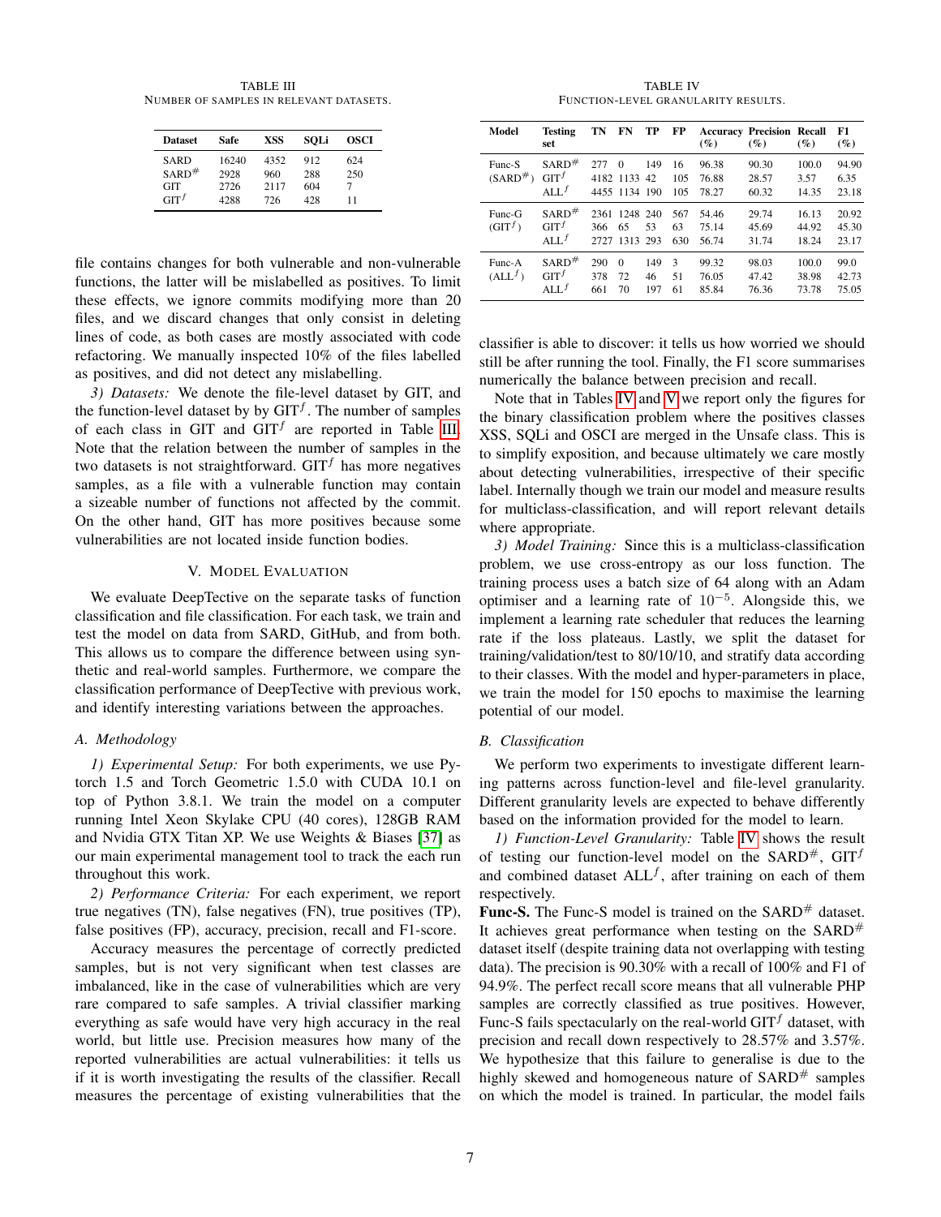TABLE III
NUMBER OF SAMPLES IN RELEVANT DATASETS.

| Dataset | Safe | XSS | SQLi | OSCI |
|---|---|---|---|---|
| SARD | 16240 | 4352 | 912 | 624 |
| $SARD^{\#}$ | 2928 | 960 | 288 | 250 |
| GIT | 2726 | 2117 | 604 | 7 |
| $GIT^{f}$ | 4288 | 726 | 428 | 11 |

file contains changes for both vulnerable and non-vulnerable functions, the latter will be mislabelled as positives. To limit these effects, we ignore commits modifying more than 20 files, and we discard changes that only consist in deleting lines of code, as both cases are mostly associated with code refactoring. We manually inspected 10% of the files labelled as positives, and did not detect any mislabelling.

*3) Datasets:* We denote the file-level dataset by GIT, and the function-level dataset by by $GIT^f$. The number of samples of each class in GIT and $GIT^f$ are reported in Table III. Note that the relation between the number of samples in the two datasets is not straightforward. $GIT^f$ has more negatives samples, as a file with a vulnerable function may contain a sizeable number of functions not affected by the commit. On the other hand, GIT has more positives because some vulnerabilities are not located inside function bodies.

## V. MODEL EVALUATION

We evaluate DeepTective on the separate tasks of function classification and file classification. For each task, we train and test the model on data from SARD, GitHub, and from both. This allows us to compare the difference between using synthetic and real-world samples. Furthermore, we compare the classification performance of DeepTective with previous work, and identify interesting variations between the approaches.

### A. Methodology

*1) Experimental Setup:* For both experiments, we use Pytorch 1.5 and Torch Geometric 1.5.0 with CUDA 10.1 on top of Python 3.8.1. We train the model on a computer running Intel Xeon Skylake CPU (40 cores), 128GB RAM and Nvidia GTX Titan XP. We use Weights & Biases [37] as our main experimental management tool to track the each run throughout this work.

*2) Performance Criteria:* For each experiment, we report true negatives (TN), false negatives (FN), true positives (TP), false positives (FP), accuracy, precision, recall and F1-score.

Accuracy measures the percentage of correctly predicted samples, but is not very significant when test classes are imbalanced, like in the case of vulnerabilities which are very rare compared to safe samples. A trivial classifier marking everything as safe would have very high accuracy in the real world, but little use. Precision measures how many of the reported vulnerabilities are actual vulnerabilities: it tells us if it is worth investigating the results of the classifier. Recall measures the percentage of existing vulnerabilities that the classifier is able to discover: it tells us how worried we should still be after running the tool. Finally, the F1 score summarises numerically the balance between precision and recall.

TABLE IV
FUNCTION-LEVEL GRANULARITY RESULTS.

| Model | Testing set | TN | FN | TP | FP | Accuracy (%) | Precision (%) | Recall (%) | F1 (%) |
|---|---|---|---|---|---|---|---|---|---|
| Func-S ($SARD^{\#}$) | $SARD^{\#}$ | 277 | 0 | 149 | 16 | 96.38 | 90.30 | 100.0 | 94.90 |
| | $GIT^f$ | 4182 | 1133 | 42 | 105 | 76.88 | 28.57 | 3.57 | 6.35 |
| | $ALL^f$ | 4455 | 1134 | 190 | 105 | 78.27 | 60.32 | 14.35 | 23.18 |
| Func-G ($GIT^f$) | $SARD^{\#}$ | 2361 | 1248 | 240 | 567 | 54.46 | 29.74 | 16.13 | 20.92 |
| | $GIT^f$ | 366 | 65 | 53 | 63 | 75.14 | 45.69 | 44.92 | 45.30 |
| | $ALL^f$ | 2727 | 1313 | 293 | 630 | 56.74 | 31.74 | 18.24 | 23.17 |
| Func-A ($ALL^f$) | $SARD^{\#}$ | 290 | 0 | 149 | 3 | 99.32 | 98.03 | 100.0 | 99.0 |
| | $GIT^f$ | 378 | 72 | 46 | 51 | 76.05 | 47.42 | 38.98 | 42.73 |
| | $ALL^f$ | 661 | 70 | 197 | 61 | 85.84 | 76.36 | 73.78 | 75.05 |

Note that in Tables IV and V we report only the figures for the binary classification problem where the positives classes XSS, SQLi and OSCI are merged in the Unsafe class. This is to simplify exposition, and because ultimately we care mostly about detecting vulnerabilities, irrespective of their specific label. Internally though we train our model and measure results for multiclass-classification, and will report relevant details where appropriate.

*3) Model Training:* Since this is a multiclass-classification problem, we use cross-entropy as our loss function. The training process uses a batch size of 64 along with an Adam optimiser and a learning rate of $10^{-5}$. Alongside this, we implement a learning rate scheduler that reduces the learning rate if the loss plateaus. Lastly, we split the dataset for training/validation/test to 80/10/10, and stratify data according to their classes. With the model and hyper-parameters in place, we train the model for 150 epochs to maximise the learning potential of our model.

### B. Classification

We perform two experiments to investigate different learning patterns across function-level and file-level granularity. Different granularity levels are expected to behave differently based on the information provided for the model to learn.

*1) Function-Level Granularity:* Table IV shows the result of testing our function-level model on the $SARD^{\#}$, $GIT^f$ and combined dataset $ALL^f$, after training on each of them respectively.

**Func-S.** The Func-S model is trained on the $SARD^{\#}$ dataset. It achieves great performance when testing on the $SARD^{\#}$ dataset itself (despite training data not overlapping with testing data). The precision is 90.30% with a recall of 100% and F1 of 94.9%. The perfect recall score means that all vulnerable PHP samples are correctly classified as true positives. However, Func-S fails spectacularly on the real-world $GIT^f$ dataset, with precision and recall down respectively to 28.57% and 3.57%. We hypothesize that this failure to generalise is due to the highly skewed and homogeneous nature of $SARD^{\#}$ samples on which the model is trained. In particular, the model fails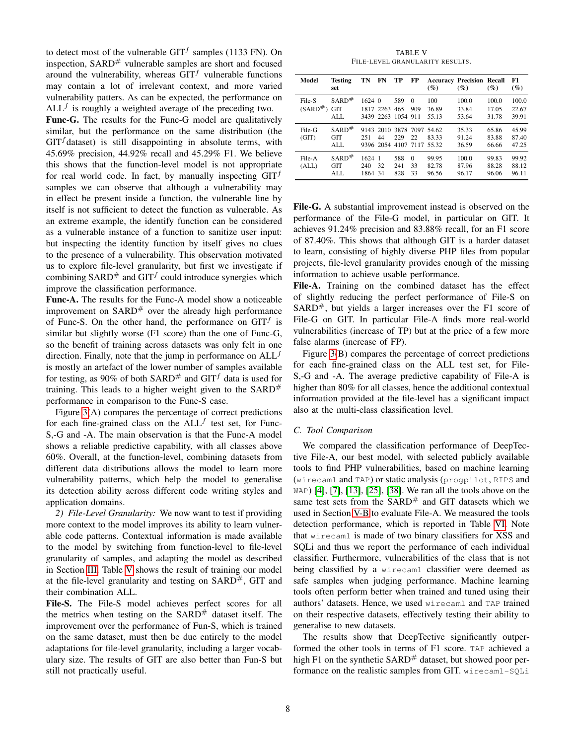to detect most of the vulnerable $\text{GIT}^f$ samples (1133 FN). On inspection, $\text{SARD}^\#$ vulnerable samples are short and focused around the vulnerability, whereas $\text{GIT}^f$ vulnerable functions may contain a lot of irrelevant context, and more varied vulnerability patters. As can be expected, the performance on $\text{ALL}^f$ is roughly a weighted average of the preceding two.

**Func-G.** The results for the Func-G model are qualitatively similar, but the performance on the same distribution (the $\text{GIT}^f$ dataset) is still disappointing in absolute terms, with 45.69% precision, 44.92% recall and 45.29% F1. We believe this shows that the function-level model is not appropriate for real world code. In fact, by manually inspecting $\text{GIT}^f$ samples we can observe that although a vulnerability may in effect be present inside a function, the vulnerable line by itself is not sufficient to detect the function as vulnerable. As an extreme example, the identify function can be considered as a vulnerable instance of a function to sanitize user input: but inspecting the identity function by itself gives no clues to the presence of a vulnerability. This observation motivated us to explore file-level granularity, but first we investigate if combining $\text{SARD}^\#$ and $\text{GIT}^f$ could introduce synergies which improve the classification performance.

**Func-A.** The results for the Func-A model show a noticeable improvement on $\text{SARD}^\#$ over the already high performance of Func-S. On the other hand, the performance on $\text{GIT}^f$ is similar but slightly worse (F1 score) than the one of Func-G, so the benefit of training across datasets was only felt in one direction. Finally, note that the jump in performance on $\text{ALL}^f$ is mostly an artefact of the lower number of samples available for testing, as 90% of both $\text{SARD}^\#$ and $\text{GIT}^f$ data is used for training. This leads to a higher weight given to the $\text{SARD}^\#$ performance in comparison to the Func-S case.

Figure 3(A) compares the percentage of correct predictions for each fine-grained class on the $\text{ALL}^f$ test set, for Func-S,-G and -A. The main observation is that the Func-A model shows a reliable predictive capability, with all classes above 60%. Overall, at the function-level, combining datasets from different data distributions allows the model to learn more vulnerability patterns, which help the model to generalise its detection ability across different code writing styles and application domains.

*2) File-Level Granularity:* We now want to test if providing more context to the model improves its ability to learn vulnerable code patterns. Contextual information is made available to the model by switching from function-level to file-level granularity of samples, and adapting the model as described in Section III. Table V shows the result of training our model at the file-level granularity and testing on $\text{SARD}^\#$, GIT and their combination ALL.

**File-S.** The File-S model achieves perfect scores for all the metrics when testing on the $\text{SARD}^\#$ dataset itself. The improvement over the performance of Fun-S, which is trained on the same dataset, must then be due entirely to the model adaptations for file-level granularity, including a larger vocabulary size. The results of GIT are also better than Fun-S but still not practically useful.

TABLE V
FILE-LEVEL GRANULARITY RESULTS.

| Model | Testing set | TN | FN | TP | FP | Accuracy (%) | Precision (%) | Recall (%) | F1 (%) |
|---|---|---|---|---|---|---|---|---|---|
| File-S ($\text{SARD}^\#$) | $\text{SARD}^\#$ | 1624 | 0 | 589 | 0 | 100 | 100.0 | 100.0 | 100.0 |
| | GIT | 1817 | 2263 | 465 | 909 | 36.89 | 33.84 | 17.05 | 22.67 |
| | ALL | 3439 | 2263 | 1054 | 911 | 55.13 | 53.64 | 31.78 | 39.91 |
| File-G (GIT) | $\text{SARD}^\#$ | 9143 | 2010 | 3878 | 7097 | 54.62 | 35.33 | 65.86 | 45.99 |
| | GIT | 251 | 44 | 229 | 22 | 83.33 | 91.24 | 83.88 | 87.40 |
| | ALL | 9396 | 2054 | 4107 | 7117 | 55.32 | 36.59 | 66.66 | 47.25 |
| File-A (ALL) | $\text{SARD}^\#$ | 1624 | 1 | 588 | 0 | 99.95 | 100.0 | 99.83 | 99.92 |
| | GIT | 240 | 32 | 241 | 33 | 82.78 | 87.96 | 88.28 | 88.12 |
| | ALL | 1864 | 34 | 828 | 33 | 96.56 | 96.17 | 96.06 | 96.11 |

**File-G.** A substantial improvement instead is observed on the performance of the File-G model, in particular on GIT. It achieves 91.24% precision and 83.88% recall, for an F1 score of 87.40%. This shows that although GIT is a harder dataset to learn, consisting of highly diverse PHP files from popular projects, file-level granularity provides enough of the missing information to achieve usable performance.

**File-A.** Training on the combined dataset has the effect of slightly reducing the perfect performance of File-S on $\text{SARD}^\#$, but yields a larger increases over the F1 score of File-G on GIT. In particular File-A finds more real-world vulnerabilities (increase of TP) but at the price of a few more false alarms (increase of FP).

Figure 3(B) compares the percentage of correct predictions for each fine-grained class on the ALL test set, for File-S,-and -A. The average predictive capability of File-A is higher than 80% for all classes, hence the additional contextual information provided at the file-level has a significant impact also at the multi-class classification level.

### C. Tool Comparison

We compared the classification performance of DeepTective File-A, our best model, with selected publicly available tools to find PHP vulnerabilities, based on machine learning (`wirecaml` and `TAP`) or static analysis (`progpilot`, `RIPS` and `WAP`) [4], [7], [13], [25], [38]. We ran all the tools above on the same test sets from the $\text{SARD}^\#$ and GIT datasets which we used in Section V-B to evaluate File-A. We measured the tools detection performance, which is reported in Table VI. Note that `wirecaml` is made of two binary classifiers for XSS and SQLi and thus we report the performance of each individual classifier. Furthermore, vulnerabilities of the class that is not being classified by a `wirecaml` classifier were deemed as safe samples when judging performance. Machine learning tools often perform better when trained and tuned using their authors' datasets. Hence, we used `wirecaml` and `TAP` trained on their respective datasets, effectively testing their ability to generalise to new datasets.

The results show that DeepTective significantly outperformed the other tools in terms of F1 score. `TAP` achieved a high F1 on the synthetic $\text{SARD}^\#$ dataset, but showed poor performance on the realistic samples from GIT. `wirecaml-SQLi`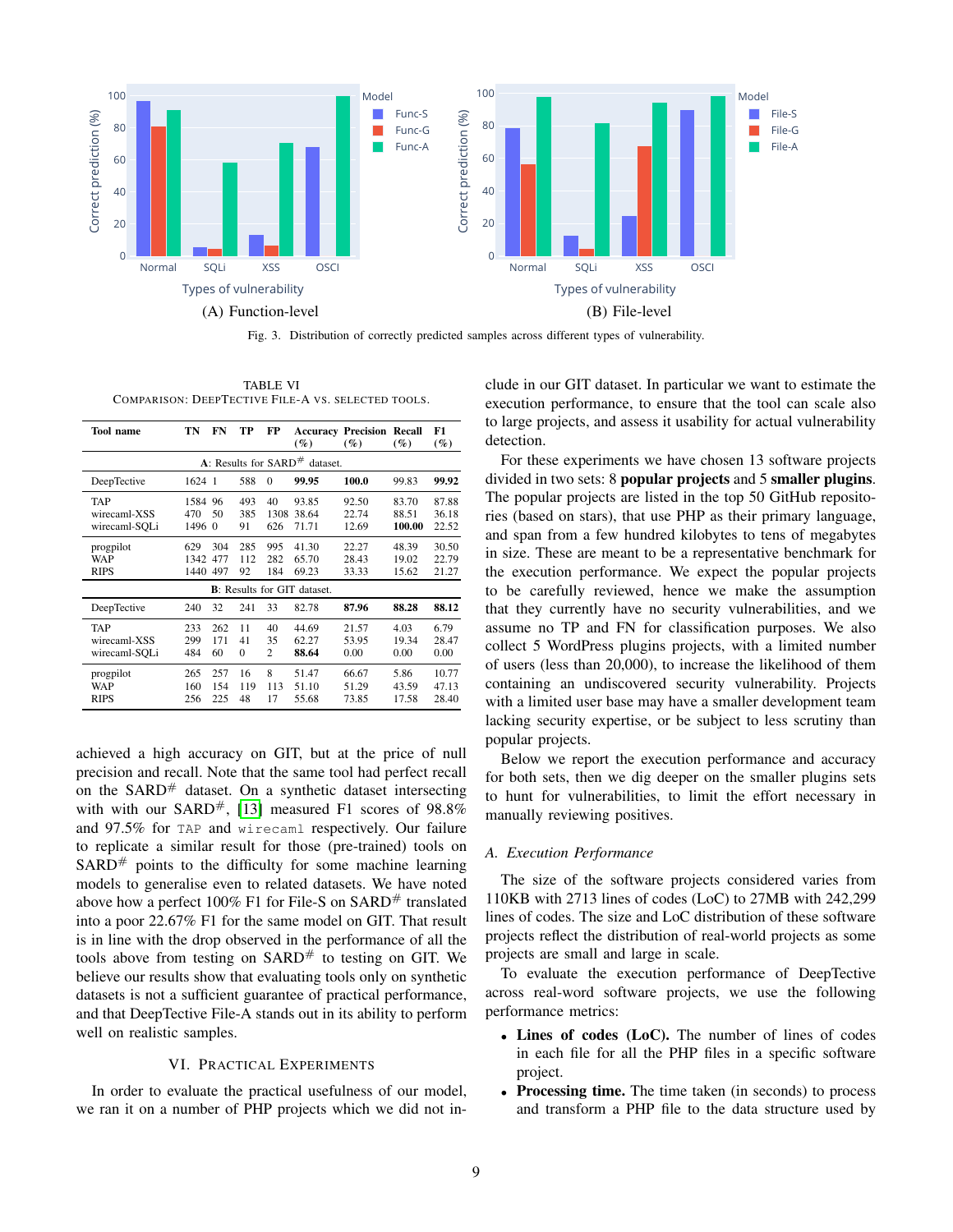100
80
60
40
20
0
Correct prediction (%)
Normal SQLi XSS OSCI
Types of vulnerability
Model
Func-S
Func-G
Func-A

(A) Function-level

100
80
60
40
20
0
Correct prediction (%)
Normal SQLi XSS OSCI
Types of vulnerability
Model
File-S
File-G
File-A

(B) File-level

Fig. 3. Distribution of correctly predicted samples across different types of vulnerability.

TABLE VI
COMPARISON: DEEPTECTIVE FILE-A VS. SELECTED TOOLS.

| Tool name | TN | FN | TP | FP | Accuracy (%) | Precision (%) | Recall (%) | F1 (%) |
|---|---|---|---|---|---|---|---|---|
| **A**: Results for SARD$^{\#}$ dataset. | | | | | | | | |
| DeepTective | 1624 | 1 | 588 | 0 | **99.95** | **100.0** | 99.83 | **99.92** |
| TAP | 1584 | 96 | 493 | 40 | 93.85 | 92.50 | 83.70 | 87.88 |
| wirecaml-XSS | 470 | 50 | 385 | 1308 | 38.64 | 22.74 | 88.51 | 36.18 |
| wirecaml-SQLi | 1496 | 0 | 91 | 626 | 71.71 | 12.69 | **100.00** | 22.52 |
| progpilot | 629 | 304 | 285 | 995 | 41.30 | 22.27 | 48.39 | 30.50 |
| WAP | 1342 | 477 | 112 | 282 | 65.70 | 28.43 | 19.02 | 22.79 |
| RIPS | 1440 | 497 | 92 | 184 | 69.23 | 33.33 | 15.62 | 21.27 |
| **B**: Results for GIT dataset. | | | | | | | | |
| DeepTective | 240 | 32 | 241 | 33 | 82.78 | **87.96** | **88.28** | **88.12** |
| TAP | 233 | 262 | 11 | 40 | 44.69 | 21.57 | 4.03 | 6.79 |
| wirecaml-XSS | 299 | 171 | 41 | 35 | 62.27 | 53.95 | 19.34 | 28.47 |
| wirecaml-SQLi | 484 | 60 | 0 | 2 | **88.64** | 0.00 | 0.00 | 0.00 |
| progpilot | 265 | 257 | 16 | 8 | 51.47 | 66.67 | 5.86 | 10.77 |
| WAP | 160 | 154 | 119 | 113 | 51.10 | 51.29 | 43.59 | 47.13 |
| RIPS | 256 | 225 | 48 | 17 | 55.68 | 73.85 | 17.58 | 28.40 |

achieved a high accuracy on GIT, but at the price of null precision and recall. Note that the same tool had perfect recall on the SARD$^{\#}$ dataset. On a synthetic dataset intersecting with with our SARD$^{\#}$, [13] measured F1 scores of 98.8% and 97.5% for `TAP` and `wirecaml` respectively. Our failure to replicate a similar result for those (pre-trained) tools on SARD$^{\#}$ points to the difficulty for some machine learning models to generalise even to related datasets. We have noted above how a perfect 100% F1 for File-S on SARD$^{\#}$ translated into a poor 22.67% F1 for the same model on GIT. That result is in line with the drop observed in the performance of all the tools above from testing on SARD$^{\#}$ to testing on GIT. We believe our results show that evaluating tools only on synthetic datasets is not a sufficient guarantee of practical performance, and that DeepTective File-A stands out in its ability to perform well on realistic samples.

## VI. Practical Experiments

In order to evaluate the practical usefulness of our model, we ran it on a number of PHP projects which we did not include in our GIT dataset. In particular we want to estimate the execution performance, to ensure that the tool can scale also to large projects, and assess it usability for actual vulnerability detection.

For these experiments we have chosen 13 software projects divided in two sets: 8 **popular projects** and 5 **smaller plugins**. The popular projects are listed in the top 50 GitHub repositories (based on stars), that use PHP as their primary language, and span from a few hundred kilobytes to tens of megabytes in size. These are meant to be a representative benchmark for the execution performance. We expect the popular projects to be carefully reviewed, hence we make the assumption that they currently have no security vulnerabilities, and we assume no TP and FN for classification purposes. We also collect 5 WordPress plugins projects, with a limited number of users (less than 20,000), to increase the likelihood of them containing an undiscovered security vulnerability. Projects with a limited user base may have a smaller development team lacking security expertise, or be subject to less scrutiny than popular projects.

Below we report the execution performance and accuracy for both sets, then we dig deeper on the smaller plugins sets to hunt for vulnerabilities, to limit the effort necessary in manually reviewing positives.

### A. Execution Performance

The size of the software projects considered varies from 110KB with 2713 lines of codes (LoC) to 27MB with 242,299 lines of codes. The size and LoC distribution of these software projects reflect the distribution of real-world projects as some projects are small and large in scale.

To evaluate the execution performance of DeepTective across real-word software projects, we use the following performance metrics:

- **Lines of codes (LoC).** The number of lines of codes in each file for all the PHP files in a specific software project.
- **Processing time.** The time taken (in seconds) to process and transform a PHP file to the data structure used by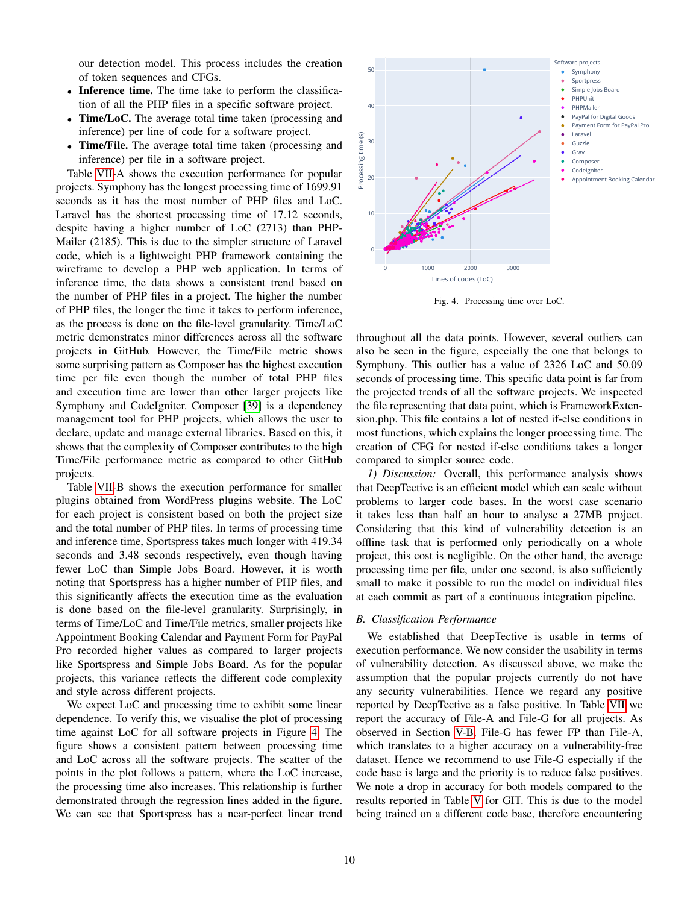our detection model. This process includes the creation of token sequences and CFGs.

- **Inference time.** The time take to perform the classification of all the PHP files in a specific software project.
- **Time/LoC.** The average total time taken (processing and inference) per line of code for a software project.
- **Time/File.** The average total time taken (processing and inference) per file in a software project.

Table VII-A shows the execution performance for popular projects. Symphony has the longest processing time of 1699.91 seconds as it has the most number of PHP files and LoC. Laravel has the shortest processing time of 17.12 seconds, despite having a higher number of LoC (2713) than PHPMailer (2185). This is due to the simpler structure of Laravel code, which is a lightweight PHP framework containing the wireframe to develop a PHP web application. In terms of inference time, the data shows a consistent trend based on the number of PHP files in a project. The higher the number of PHP files, the longer the time it takes to perform inference, as the process is done on the file-level granularity. Time/LoC metric demonstrates minor differences across all the software projects in GitHub. However, the Time/File metric shows some surprising pattern as Composer has the highest execution time per file even though the number of total PHP files and execution time are lower than other larger projects like Symphony and CodeIgniter. Composer [39] is a dependency management tool for PHP projects, which allows the user to declare, update and manage external libraries. Based on this, it shows that the complexity of Composer contributes to the high Time/File performance metric as compared to other GitHub projects.

Table VII-B shows the execution performance for smaller plugins obtained from WordPress plugins website. The LoC for each project is consistent based on both the project size and the total number of PHP files. In terms of processing time and inference time, Sportspress takes much longer with 419.34 seconds and 3.48 seconds respectively, even though having fewer LoC than Simple Jobs Board. However, it is worth noting that Sportspress has a higher number of PHP files, and this significantly affects the execution time as the evaluation is done based on the file-level granularity. Surprisingly, in terms of Time/LoC and Time/File metrics, smaller projects like Appointment Booking Calendar and Payment Form for PayPal Pro recorded higher values as compared to larger projects like Sportspress and Simple Jobs Board. As for the popular projects, this variance reflects the different code complexity and style across different projects.

We expect LoC and processing time to exhibit some linear dependence. To verify this, we visualise the plot of processing time against LoC for all software projects in Figure 4. The figure shows a consistent pattern between processing time and LoC across all the software projects. The scatter of the points in the plot follows a pattern, where the LoC increase, the processing time also increases. This relationship is further demonstrated through the regression lines added in the figure. We can see that Sportspress has a near-perfect linear trend

Software projects
Symphony
Sportspress
Simple Jobs Board
PHPUnit
PHPMailer
PayPal for Digital Goods
Payment Form for PayPal Pro
Laravel
Guzzle
Grav
Composer
CodeIgniter
Appointment Booking Calendar

Processing time (s)
0
10
20
30
40
50

Lines of codes (LoC)
0
1000
2000
3000

Fig. 4. Processing time over LoC.

throughout all the data points. However, several outliers can also be seen in the figure, especially the one that belongs to Symphony. This outlier has a value of 2326 LoC and 50.09 seconds of processing time. This specific data point is far from the projected trends of all the software projects. We inspected the file representing that data point, which is FrameworkExtension.php. This file contains a lot of nested if-else conditions in most functions, which explains the longer processing time. The creation of CFG for nested if-else conditions takes a longer compared to simpler source code.

*1) Discussion:* Overall, this performance analysis shows that DeepTective is an efficient model which can scale without problems to larger code bases. In the worst case scenario it takes less than half an hour to analyse a 27MB project. Considering that this kind of vulnerability detection is an offline task that is performed only periodically on a whole project, this cost is negligible. On the other hand, the average processing time per file, under one second, is also sufficiently small to make it possible to run the model on individual files at each commit as part of a continuous integration pipeline.

### *B. Classification Performance*

We established that DeepTective is usable in terms of execution performance. We now consider the usability in terms of vulnerability detection. As discussed above, we make the assumption that the popular projects currently do not have any security vulnerabilities. Hence we regard any positive reported by DeepTective as a false positive. In Table VII we report the accuracy of File-A and File-G for all projects. As observed in Section V-B, File-G has fewer FP than File-A, which translates to a higher accuracy on a vulnerability-free dataset. Hence we recommend to use File-G especially if the code base is large and the priority is to reduce false positives. We note a drop in accuracy for both models compared to the results reported in Table V for GIT. This is due to the model being trained on a different code base, therefore encountering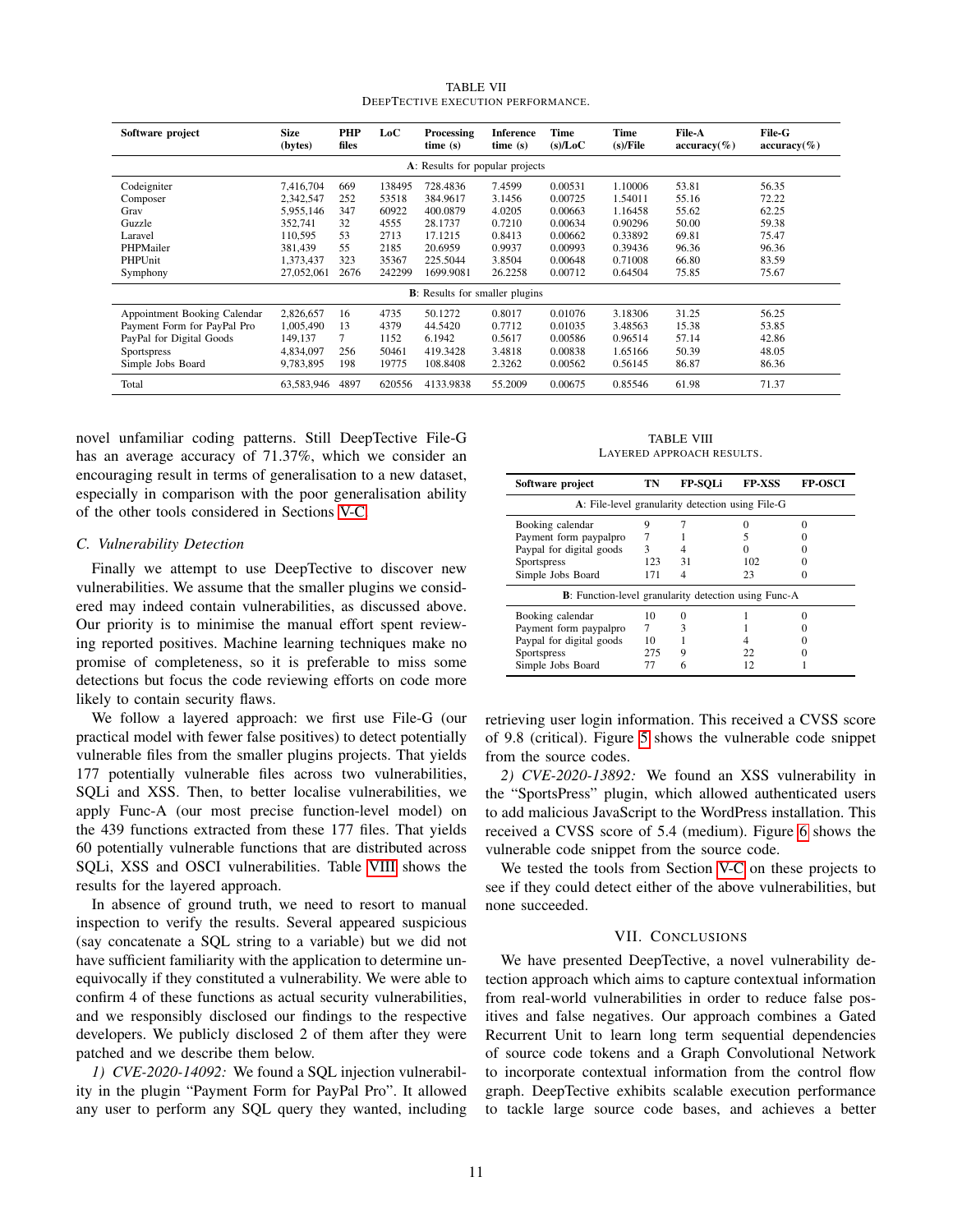TABLE VII
DEEPTECTIVE EXECUTION PERFORMANCE.

| Software project | Size (bytes) | PHP files | LoC | Processing time (s) | Inference time (s) | Time (s)/LoC | Time (s)/File | File-A accuracy(%) | File-G accuracy(%) |
|---|---|---|---|---|---|---|---|---|---|
| **A**: Results for popular projects | | | | | | | | | |
| Codeigniter | 7,416,704 | 669 | 138495 | 728.4836 | 7.4599 | 0.00531 | 1.10006 | 53.81 | 56.35 |
| Composer | 2,342,547 | 252 | 53518 | 384.9617 | 3.1456 | 0.00725 | 1.54011 | 55.16 | 72.22 |
| Grav | 5,955,146 | 347 | 60922 | 400.0879 | 4.0205 | 0.00663 | 1.16458 | 55.62 | 62.25 |
| Guzzle | 352,741 | 32 | 4555 | 28.1737 | 0.7210 | 0.00634 | 0.90296 | 50.00 | 59.38 |
| Laravel | 110,595 | 53 | 2713 | 17.1215 | 0.8413 | 0.00662 | 0.33892 | 69.81 | 75.47 |
| PHPMailer | 381,439 | 55 | 2185 | 20.6959 | 0.9937 | 0.00993 | 0.39436 | 96.36 | 96.36 |
| PHPUnit | 1,373,437 | 323 | 35367 | 225.5044 | 3.8504 | 0.00648 | 0.71008 | 66.80 | 83.59 |
| Symphony | 27,052,061 | 2676 | 242299 | 1699.9081 | 26.2258 | 0.00712 | 0.64504 | 75.85 | 75.67 |
| **B**: Results for smaller plugins | | | | | | | | | |
| Appointment Booking Calendar | 2,826,657 | 16 | 4735 | 50.1272 | 0.8017 | 0.01076 | 3.18306 | 31.25 | 56.25 |
| Payment Form for PayPal Pro | 1,005,490 | 13 | 4379 | 44.5420 | 0.7712 | 0.01035 | 3.48563 | 15.38 | 53.85 |
| PayPal for Digital Goods | 149,137 | 7 | 1152 | 6.1942 | 0.5617 | 0.00586 | 0.96514 | 57.14 | 42.86 |
| Sportspress | 4,834,097 | 256 | 50461 | 419.3428 | 3.4818 | 0.00838 | 1.65166 | 50.39 | 48.05 |
| Simple Jobs Board | 9,783,895 | 198 | 19775 | 108.8408 | 2.3262 | 0.00562 | 0.56145 | 86.87 | 86.36 |
| Total | 63,583,946 | 4897 | 620556 | 4133.9838 | 55.2009 | 0.00675 | 0.85546 | 61.98 | 71.37 |

novel unfamiliar coding patterns. Still DeepTective File-G has an average accuracy of 71.37%, which we consider an encouraging result in terms of generalisation to a new dataset, especially in comparison with the poor generalisation ability of the other tools considered in Sections V-C.

### C. Vulnerability Detection

Finally we attempt to use DeepTective to discover new vulnerabilities. We assume that the smaller plugins we considered may indeed contain vulnerabilities, as discussed above. Our priority is to minimise the manual effort spent reviewing reported positives. Machine learning techniques make no promise of completeness, so it is preferable to miss some detections but focus the code reviewing efforts on code more likely to contain security flaws.

We follow a layered approach: we first use File-G (our practical model with fewer false positives) to detect potentially vulnerable files from the smaller plugins projects. That yields 177 potentially vulnerable files across two vulnerabilities, SQLi and XSS. Then, to better localise vulnerabilities, we apply Func-A (our most precise function-level model) on the 439 functions extracted from these 177 files. That yields 60 potentially vulnerable functions that are distributed across SQLi, XSS and OSCI vulnerabilities. Table VIII shows the results for the layered approach.

In absence of ground truth, we need to resort to manual inspection to verify the results. Several appeared suspicious (say concatenate a SQL string to a variable) but we did not have sufficient familiarity with the application to determine unequivocally if they constituted a vulnerability. We were able to confirm 4 of these functions as actual security vulnerabilities, and we responsibly disclosed our findings to the respective developers. We publicly disclosed 2 of them after they were patched and we describe them below.

TABLE VIII
LAYERED APPROACH RESULTS.

| Software project | TN | FP-SQLi | FP-XSS | FP-OSCI |
|---|---|---|---|---|
| **A**: File-level granularity detection using File-G | | | | |
| Booking calendar | 9 | 7 | 0 | 0 |
| Payment form paypalpro | 7 | 1 | 5 | 0 |
| Paypal for digital goods | 3 | 4 | 0 | 0 |
| Sportspress | 123 | 31 | 102 | 0 |
| Simple Jobs Board | 171 | 4 | 23 | 0 |
| **B**: Function-level granularity detection using Func-A | | | | |
| Booking calendar | 10 | 0 | 1 | 0 |
| Payment form paypalpro | 7 | 3 | 1 | 0 |
| Paypal for digital goods | 10 | 1 | 4 | 0 |
| Sportspress | 275 | 9 | 22 | 0 |
| Simple Jobs Board | 77 | 6 | 12 | 1 |

*1) CVE-2020-14092:* We found a SQL injection vulnerability in the plugin "Payment Form for PayPal Pro". It allowed any user to perform any SQL query they wanted, including retrieving user login information. This received a CVSS score of 9.8 (critical). Figure 5 shows the vulnerable code snippet from the source codes.

*2) CVE-2020-13892:* We found an XSS vulnerability in the "SportsPress" plugin, which allowed authenticated users to add malicious JavaScript to the WordPress installation. This received a CVSS score of 5.4 (medium). Figure 6 shows the vulnerable code snippet from the source code.

We tested the tools from Section V-C on these projects to see if they could detect either of the above vulnerabilities, but none succeeded.

## VII. CONCLUSIONS

We have presented DeepTective, a novel vulnerability detection approach which aims to capture contextual information from real-world vulnerabilities in order to reduce false positives and false negatives. Our approach combines a Gated Recurrent Unit to learn long term sequential dependencies of source code tokens and a Graph Convolutional Network to incorporate contextual information from the control flow graph. DeepTective exhibits scalable execution performance to tackle large source code bases, and achieves a better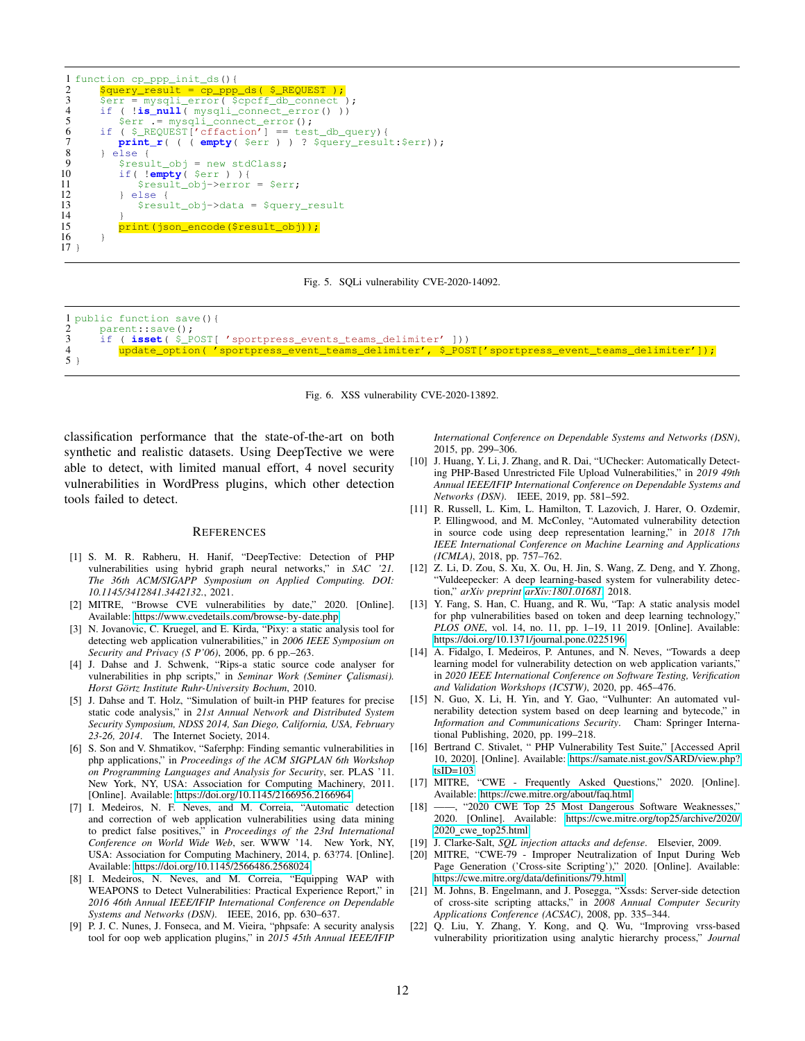```
1 function cp_ppp_init_ds(){
2     $query_result = cp_ppp_ds( $_REQUEST );
3     $err = mysqli_error( $cpcff_db_connect );
4     if ( !is_null( mysqli_connect_error() ))
5         $err .= mysqli_connect_error();
6     if ( $_REQUEST['cffaction'] == test_db_query){
7         print_r( ( ( empty( $err ) ) ? $query_result:$err));
8     } else {
9         $result_obj = new stdClass;
10        if( !empty( $err ) ){
11            $result_obj->error = $err;
12        } else {
13            $result_obj->data = $query_result
14        }
15        print(json_encode($result_obj));
16    }
17 }
```

Fig. 5. SQLi vulnerability CVE-2020-14092.

```
1 public function save(){
2     parent::save();
3     if ( isset( $_POST[ 'sportpress_events_teams_delimiter' ]))
4         update_option( 'sportpress_event_teams_delimiter', $_POST['sportpress_event_teams_delimiter']);
5 }
```

Fig. 6. XSS vulnerability CVE-2020-13892.

classification performance that the state-of-the-art on both synthetic and realistic datasets. Using DeepTective we were able to detect, with limited manual effort, 4 novel security vulnerabilities in WordPress plugins, which other detection tools failed to detect.

## References

[1] S. M. R. Rabheru, H. Hanif, "DeepTective: Detection of PHP vulnerabilities using hybrid graph neural networks," in *SAC '21. The 36th ACM/SIGAPP Symposium on Applied Computing. DOI: 10.1145/3412841.3442132.*, 2021.

[2] MITRE, "Browse CVE vulnerabilities by date," 2020. [Online]. Available: https://www.cvedetails.com/browse-by-date.php

[3] N. Jovanovic, C. Kruegel, and E. Kirda, "Pixy: a static analysis tool for detecting web application vulnerabilities," in *2006 IEEE Symposium on Security and Privacy (S P'06)*, 2006, pp. 6 pp.–263.

[4] J. Dahse and J. Schwenk, "Rips-a static source code analyser for vulnerabilities in php scripts," in *Seminar Work (Seminer Çalismasi). Horst Görtz Institute Ruhr-University Bochum*, 2010.

[5] J. Dahse and T. Holz, "Simulation of built-in PHP features for precise static code analysis," in *21st Annual Network and Distributed System Security Symposium, NDSS 2014, San Diego, California, USA, February 23-26, 2014*. The Internet Society, 2014.

[6] S. Son and V. Shmatikov, "Saferphp: Finding semantic vulnerabilities in php applications," in *Proceedings of the ACM SIGPLAN 6th Workshop on Programming Languages and Analysis for Security*, ser. PLAS '11. New York, NY, USA: Association for Computing Machinery, 2011. [Online]. Available: https://doi.org/10.1145/2166956.2166964

[7] I. Medeiros, N. F. Neves, and M. Correia, "Automatic detection and correction of web application vulnerabilities using data mining to predict false positives," in *Proceedings of the 23rd International Conference on World Wide Web*, ser. WWW '14. New York, NY, USA: Association for Computing Machinery, 2014, p. 63?74. [Online]. Available: https://doi.org/10.1145/2566486.2568024

[8] I. Medeiros, N. Neves, and M. Correia, "Equipping WAP with WEAPONS to Detect Vulnerabilities: Practical Experience Report," in *2016 46th Annual IEEE/IFIP International Conference on Dependable Systems and Networks (DSN)*. IEEE, 2016, pp. 630–637.

[9] P. J. C. Nunes, J. Fonseca, and M. Vieira, "phpsafe: A security analysis tool for oop web application plugins," in *2015 45th Annual IEEE/IFIP International Conference on Dependable Systems and Networks (DSN)*, 2015, pp. 299–306.

[10] J. Huang, Y. Li, J. Zhang, and R. Dai, "UChecker: Automatically Detecting PHP-Based Unrestricted File Upload Vulnerabilities," in *2019 49th Annual IEEE/IFIP International Conference on Dependable Systems and Networks (DSN)*. IEEE, 2019, pp. 581–592.

[11] R. Russell, L. Kim, L. Hamilton, T. Lazovich, J. Harer, O. Ozdemir, P. Ellingwood, and M. McConley, "Automated vulnerability detection in source code using deep representation learning," in *2018 17th IEEE International Conference on Machine Learning and Applications (ICMLA)*, 2018, pp. 757–762.

[12] Z. Li, D. Zou, S. Xu, X. Ou, H. Jin, S. Wang, Z. Deng, and Y. Zhong, "Vuldeepecker: A deep learning-based system for vulnerability detection," *arXiv preprint arXiv:1801.01681*, 2018.

[13] Y. Fang, S. Han, C. Huang, and R. Wu, "Tap: A static analysis model for php vulnerabilities based on token and deep learning technology," *PLOS ONE*, vol. 14, no. 11, pp. 1–19, 11 2019. [Online]. Available: https://doi.org/10.1371/journal.pone.0225196

[14] A. Fidalgo, I. Medeiros, P. Antunes, and N. Neves, "Towards a deep learning model for vulnerability detection on web application variants," in *2020 IEEE International Conference on Software Testing, Verification and Validation Workshops (ICSTW)*, 2020, pp. 465–476.

[15] N. Guo, X. Li, H. Yin, and Y. Gao, "Vulhunter: An automated vulnerability detection system based on deep learning and bytecode," in *Information and Communications Security*. Cham: Springer International Publishing, 2020, pp. 199–218.

[16] Bertrand C. Stivalet, " PHP Vulnerability Test Suite," [Accessed April 10, 2020]. [Online]. Available: https://samate.nist.gov/SARD/view.php?tsID=103

[17] MITRE, "CWE - Frequently Asked Questions," 2020. [Online]. Available: https://cwe.mitre.org/about/faq.html

[18] ——, "2020 CWE Top 25 Most Dangerous Software Weaknesses," 2020. [Online]. Available: https://cwe.mitre.org/top25/archive/2020/2020_cwe_top25.html

[19] J. Clarke-Salt, *SQL injection attacks and defense*. Elsevier, 2009.

[20] MITRE, "CWE-79 - Improper Neutralization of Input During Web Page Generation ('Cross-site Scripting')," 2020. [Online]. Available: https://cwe.mitre.org/data/definitions/79.html

[21] M. Johns, B. Engelmann, and J. Posegga, "Xssds: Server-side detection of cross-site scripting attacks," in *2008 Annual Computer Security Applications Conference (ACSAC)*, 2008, pp. 335–344.

[22] Q. Liu, Y. Zhang, Y. Kong, and Q. Wu, "Improving vrss-based vulnerability prioritization using analytic hierarchy process," *Journal*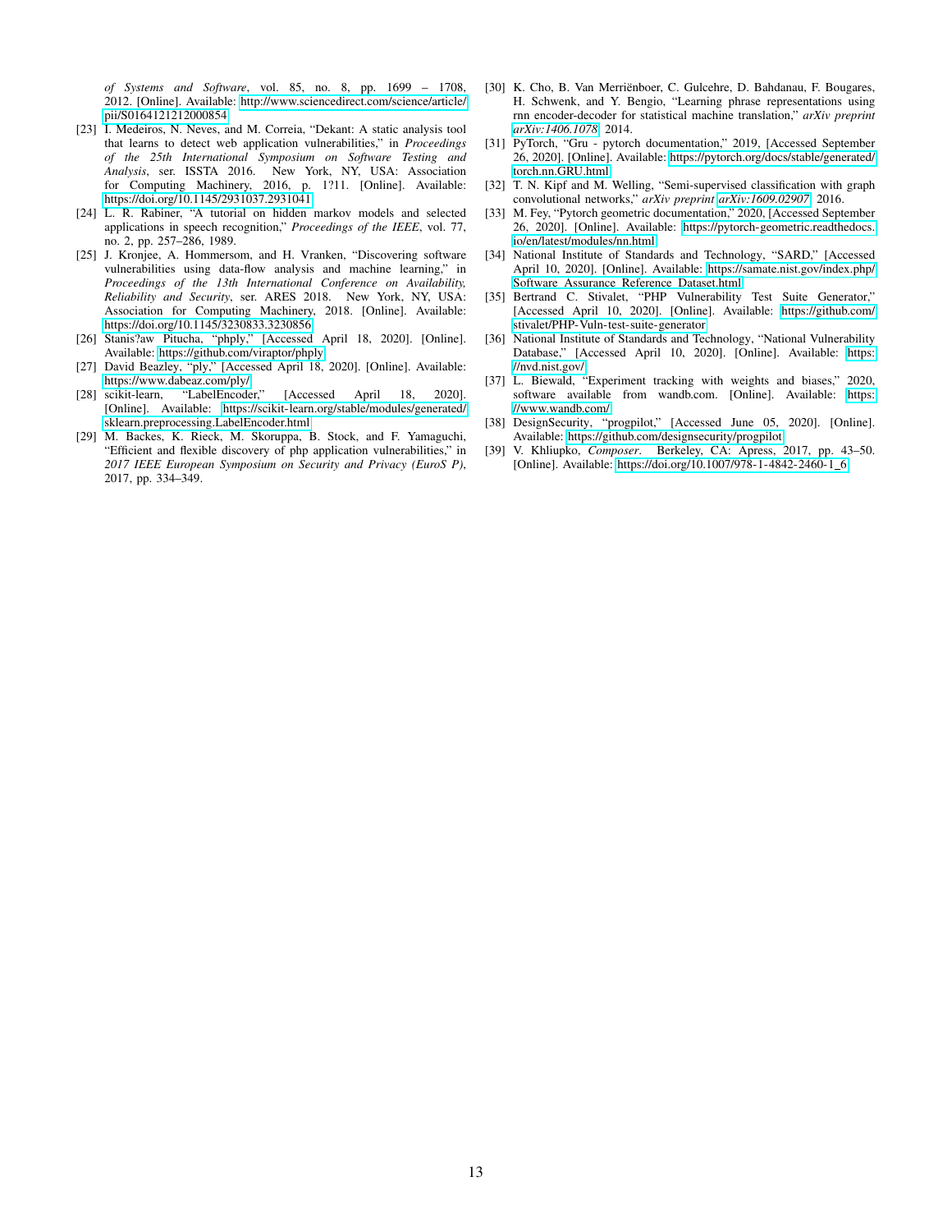*of Systems and Software*, vol. 85, no. 8, pp. 1699 – 1708, 2012. [Online]. Available: http://www.sciencedirect.com/science/article/pii/S0164121212000854

[23] I. Medeiros, N. Neves, and M. Correia, "Dekant: A static analysis tool that learns to detect web application vulnerabilities," in *Proceedings of the 25th International Symposium on Software Testing and Analysis*, ser. ISSTA 2016. New York, NY, USA: Association for Computing Machinery, 2016, p. 1?11. [Online]. Available: https://doi.org/10.1145/2931037.2931041

[24] L. R. Rabiner, "A tutorial on hidden markov models and selected applications in speech recognition," *Proceedings of the IEEE*, vol. 77, no. 2, pp. 257–286, 1989.

[25] J. Kronjee, A. Hommersom, and H. Vranken, "Discovering software vulnerabilities using data-flow analysis and machine learning," in *Proceedings of the 13th International Conference on Availability, Reliability and Security*, ser. ARES 2018. New York, NY, USA: Association for Computing Machinery, 2018. [Online]. Available: https://doi.org/10.1145/3230833.3230856

[26] Stanis?aw Pitucha, "phply," [Accessed April 18, 2020]. [Online]. Available: https://github.com/viraptor/phply

[27] David Beazley, "ply," [Accessed April 18, 2020]. [Online]. Available: https://www.dabeaz.com/ply/

[28] scikit-learn, "LabelEncoder," [Accessed April 18, 2020]. [Online]. Available: https://scikit-learn.org/stable/modules/generated/sklearn.preprocessing.LabelEncoder.html

[29] M. Backes, K. Rieck, M. Skoruppa, B. Stock, and F. Yamaguchi, "Efficient and flexible discovery of php application vulnerabilities," in *2017 IEEE European Symposium on Security and Privacy (EuroS P)*, 2017, pp. 334–349.

[30] K. Cho, B. Van Merriënboer, C. Gulcehre, D. Bahdanau, F. Bougares, H. Schwenk, and Y. Bengio, "Learning phrase representations using rnn encoder-decoder for statistical machine translation," *arXiv preprint arXiv:1406.1078*, 2014.

[31] PyTorch, "Gru - pytorch documentation," 2019, [Accessed September 26, 2020]. [Online]. Available: https://pytorch.org/docs/stable/generated/torch.nn.GRU.html

[32] T. N. Kipf and M. Welling, "Semi-supervised classification with graph convolutional networks," *arXiv preprint arXiv:1609.02907*, 2016.

[33] M. Fey, "Pytorch geometric documentation," 2020, [Accessed September 26, 2020]. [Online]. Available: https://pytorch-geometric.readthedocs.io/en/latest/modules/nn.html

[34] National Institute of Standards and Technology, "SARD," [Accessed April 10, 2020]. [Online]. Available: https://samate.nist.gov/index.php/Software_Assurance_Reference_Dataset.html

[35] Bertrand C. Stivalet, "PHP Vulnerability Test Suite Generator," [Accessed April 10, 2020]. [Online]. Available: https://github.com/stivalet/PHP-Vuln-test-suite-generator

[36] National Institute of Standards and Technology, "National Vulnerability Database," [Accessed April 10, 2020]. [Online]. Available: https://nvd.nist.gov/

[37] L. Biewald, "Experiment tracking with weights and biases," 2020, software available from wandb.com. [Online]. Available: https://www.wandb.com/

[38] DesignSecurity, "progpilot," [Accessed June 05, 2020]. [Online]. Available: https://github.com/designsecurity/progpilot

[39] V. Khliupko, *Composer*. Berkeley, CA: Apress, 2017, pp. 43–50. [Online]. Available: https://doi.org/10.1007/978-1-4842-2460-1_6